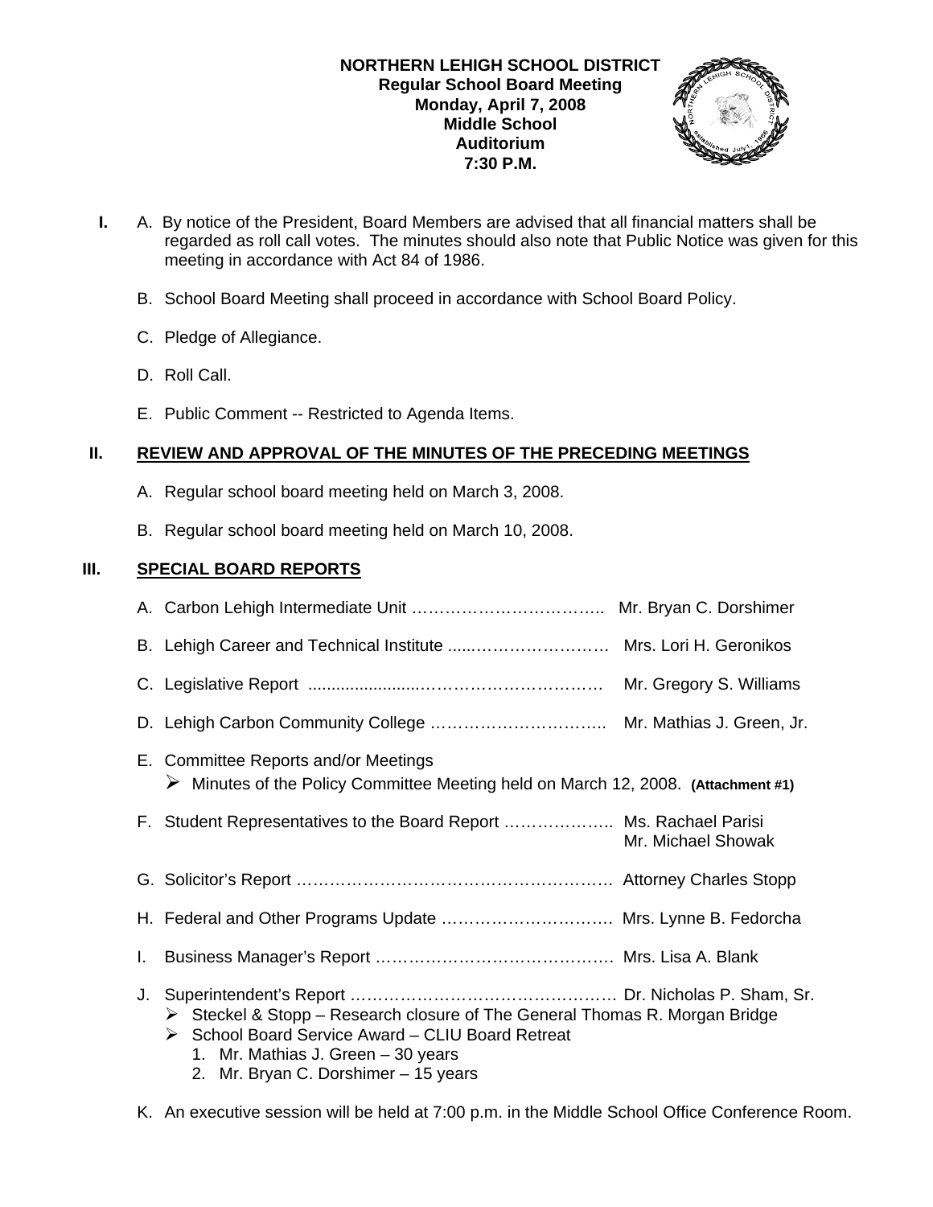**NORTHERN LEHIGH SCHOOL DISTRICT**
**Regular School Board Meeting**
**Monday, April 7, 2008**
**Middle School**
**Auditorium**
**7:30 P.M.**

**I.** A. By notice of the President, Board Members are advised that all financial matters shall be regarded as roll call votes. The minutes should also note that Public Notice was given for this meeting in accordance with Act 84 of 1986.

B. School Board Meeting shall proceed in accordance with School Board Policy.

C. Pledge of Allegiance.

D. Roll Call.

E. Public Comment -- Restricted to Agenda Items.

## II. REVIEW AND APPROVAL OF THE MINUTES OF THE PRECEDING MEETINGS

A. Regular school board meeting held on March 3, 2008.

B. Regular school board meeting held on March 10, 2008.

## III. SPECIAL BOARD REPORTS

A. Carbon Lehigh Intermediate Unit …………………………….. Mr. Bryan C. Dorshimer

B. Lehigh Career and Technical Institute ......……………………… Mrs. Lori H. Geronikos

C. Legislative Report .......................…………………………… Mr. Gregory S. Williams

D. Lehigh Carbon Community College ………………………….. Mr. Mathias J. Green, Jr.

E. Committee Reports and/or Meetings
- Minutes of the Policy Committee Meeting held on March 12, 2008. **(Attachment #1)**

F. Student Representatives to the Board Report ……………….. Ms. Rachael Parisi
Mr. Michael Showak

G. Solicitor's Report ………………………………………………… Attorney Charles Stopp

H. Federal and Other Programs Update …………………………. Mrs. Lynne B. Fedorcha

I. Business Manager's Report …………………………………… Mrs. Lisa A. Blank

J. Superintendent's Report ………………………………………… Dr. Nicholas P. Sham, Sr.
- Steckel & Stopp – Research closure of The General Thomas R. Morgan Bridge
- School Board Service Award – CLIU Board Retreat
  1. Mr. Mathias J. Green – 30 years
  2. Mr. Bryan C. Dorshimer – 15 years

K. An executive session will be held at 7:00 p.m. in the Middle School Office Conference Room.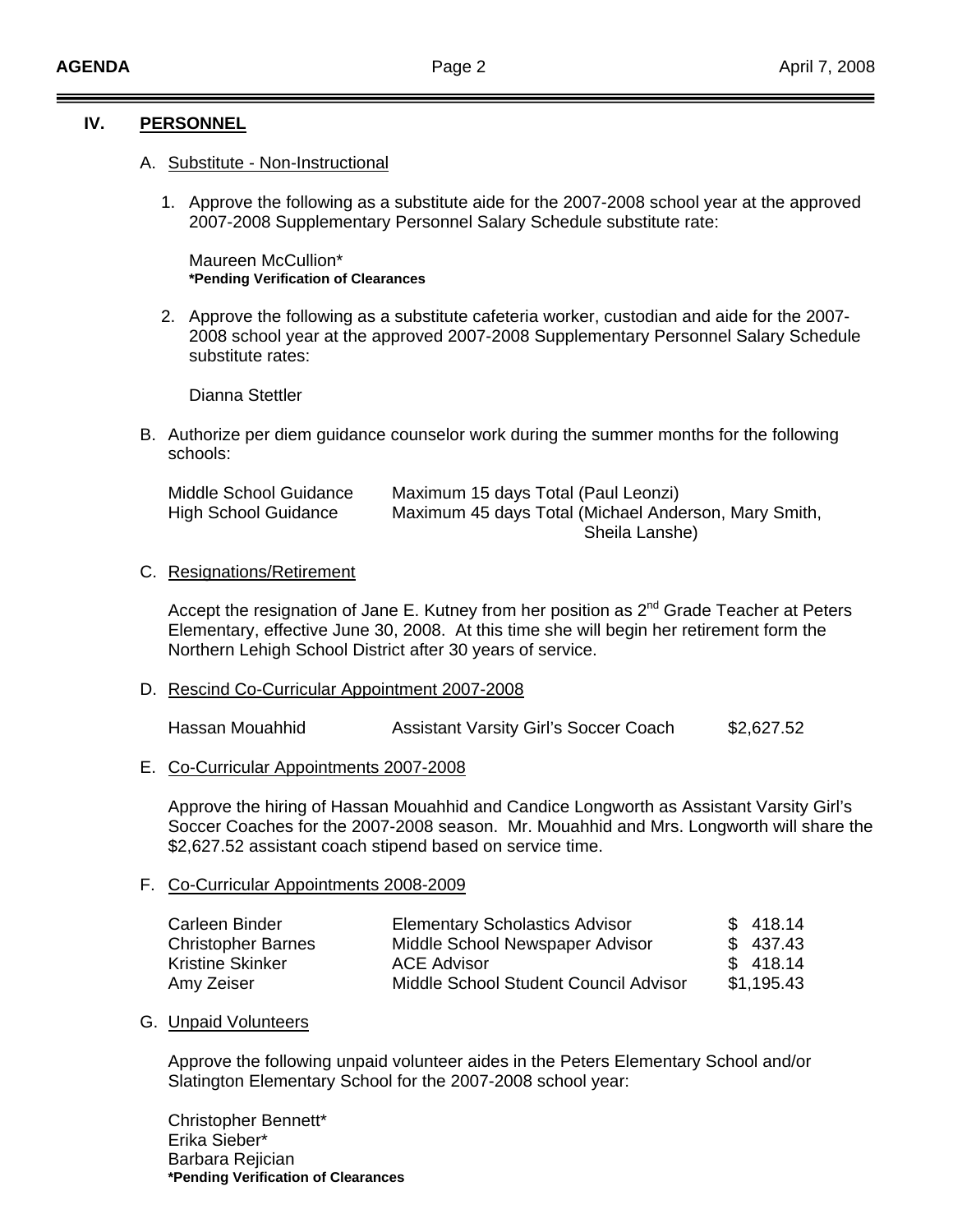## IV. PERSONNEL

A. Substitute - Non-Instructional

1. Approve the following as a substitute aide for the 2007-2008 school year at the approved 2007-2008 Supplementary Personnel Salary Schedule substitute rate:

   Maureen McCullion*
   **\*Pending Verification of Clearances**

2. Approve the following as a substitute cafeteria worker, custodian and aide for the 2007-2008 school year at the approved 2007-2008 Supplementary Personnel Salary Schedule substitute rates:

   Dianna Stettler

B. Authorize per diem guidance counselor work during the summer months for the following schools:

| | |
|---|---|
| Middle School Guidance | Maximum 15 days Total (Paul Leonzi) |
| High School Guidance | Maximum 45 days Total (Michael Anderson, Mary Smith, Sheila Lanshe) |

C. Resignations/Retirement

Accept the resignation of Jane E. Kutney from her position as 2nd Grade Teacher at Peters Elementary, effective June 30, 2008. At this time she will begin her retirement form the Northern Lehigh School District after 30 years of service.

D. Rescind Co-Curricular Appointment 2007-2008

| | | |
|---|---|---|
| Hassan Mouahhid | Assistant Varsity Girl's Soccer Coach | $2,627.52 |

E. Co-Curricular Appointments 2007-2008

Approve the hiring of Hassan Mouahhid and Candice Longworth as Assistant Varsity Girl's Soccer Coaches for the 2007-2008 season. Mr. Mouahhid and Mrs. Longworth will share the $2,627.52 assistant coach stipend based on service time.

F. Co-Curricular Appointments 2008-2009

| | | |
|---|---|---|
| Carleen Binder | Elementary Scholastics Advisor | $ 418.14 |
| Christopher Barnes | Middle School Newspaper Advisor | $ 437.43 |
| Kristine Skinker | ACE Advisor | $ 418.14 |
| Amy Zeiser | Middle School Student Council Advisor | $1,195.43 |

G. Unpaid Volunteers

Approve the following unpaid volunteer aides in the Peters Elementary School and/or Slatington Elementary School for the 2007-2008 school year:

Christopher Bennett*
Erika Sieber*
Barbara Rejician
**\*Pending Verification of Clearances**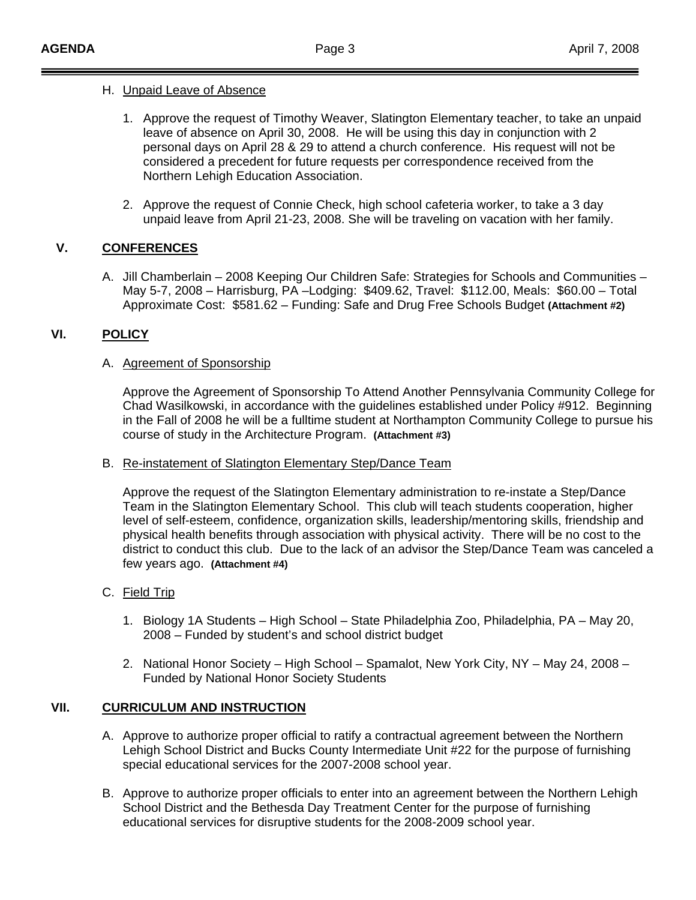H. Unpaid Leave of Absence

1. Approve the request of Timothy Weaver, Slatington Elementary teacher, to take an unpaid leave of absence on April 30, 2008. He will be using this day in conjunction with 2 personal days on April 28 & 29 to attend a church conference. His request will not be considered a precedent for future requests per correspondence received from the Northern Lehigh Education Association.

2. Approve the request of Connie Check, high school cafeteria worker, to take a 3 day unpaid leave from April 21-23, 2008. She will be traveling on vacation with her family.

## V. CONFERENCES

A. Jill Chamberlain – 2008 Keeping Our Children Safe: Strategies for Schools and Communities – May 5-7, 2008 – Harrisburg, PA –Lodging: $409.62, Travel: $112.00, Meals: $60.00 – Total Approximate Cost: $581.62 – Funding: Safe and Drug Free Schools Budget **(Attachment #2)**

## VI. POLICY

A. Agreement of Sponsorship

Approve the Agreement of Sponsorship To Attend Another Pennsylvania Community College for Chad Wasilkowski, in accordance with the guidelines established under Policy #912. Beginning in the Fall of 2008 he will be a fulltime student at Northampton Community College to pursue his course of study in the Architecture Program. **(Attachment #3)**

B. Re-instatement of Slatington Elementary Step/Dance Team

Approve the request of the Slatington Elementary administration to re-instate a Step/Dance Team in the Slatington Elementary School. This club will teach students cooperation, higher level of self-esteem, confidence, organization skills, leadership/mentoring skills, friendship and physical health benefits through association with physical activity. There will be no cost to the district to conduct this club. Due to the lack of an advisor the Step/Dance Team was canceled a few years ago. **(Attachment #4)**

C. Field Trip

1. Biology 1A Students – High School – State Philadelphia Zoo, Philadelphia, PA – May 20, 2008 – Funded by student's and school district budget

2. National Honor Society – High School – Spamalot, New York City, NY – May 24, 2008 – Funded by National Honor Society Students

## VII. CURRICULUM AND INSTRUCTION

A. Approve to authorize proper official to ratify a contractual agreement between the Northern Lehigh School District and Bucks County Intermediate Unit #22 for the purpose of furnishing special educational services for the 2007-2008 school year.

B. Approve to authorize proper officials to enter into an agreement between the Northern Lehigh School District and the Bethesda Day Treatment Center for the purpose of furnishing educational services for disruptive students for the 2008-2009 school year.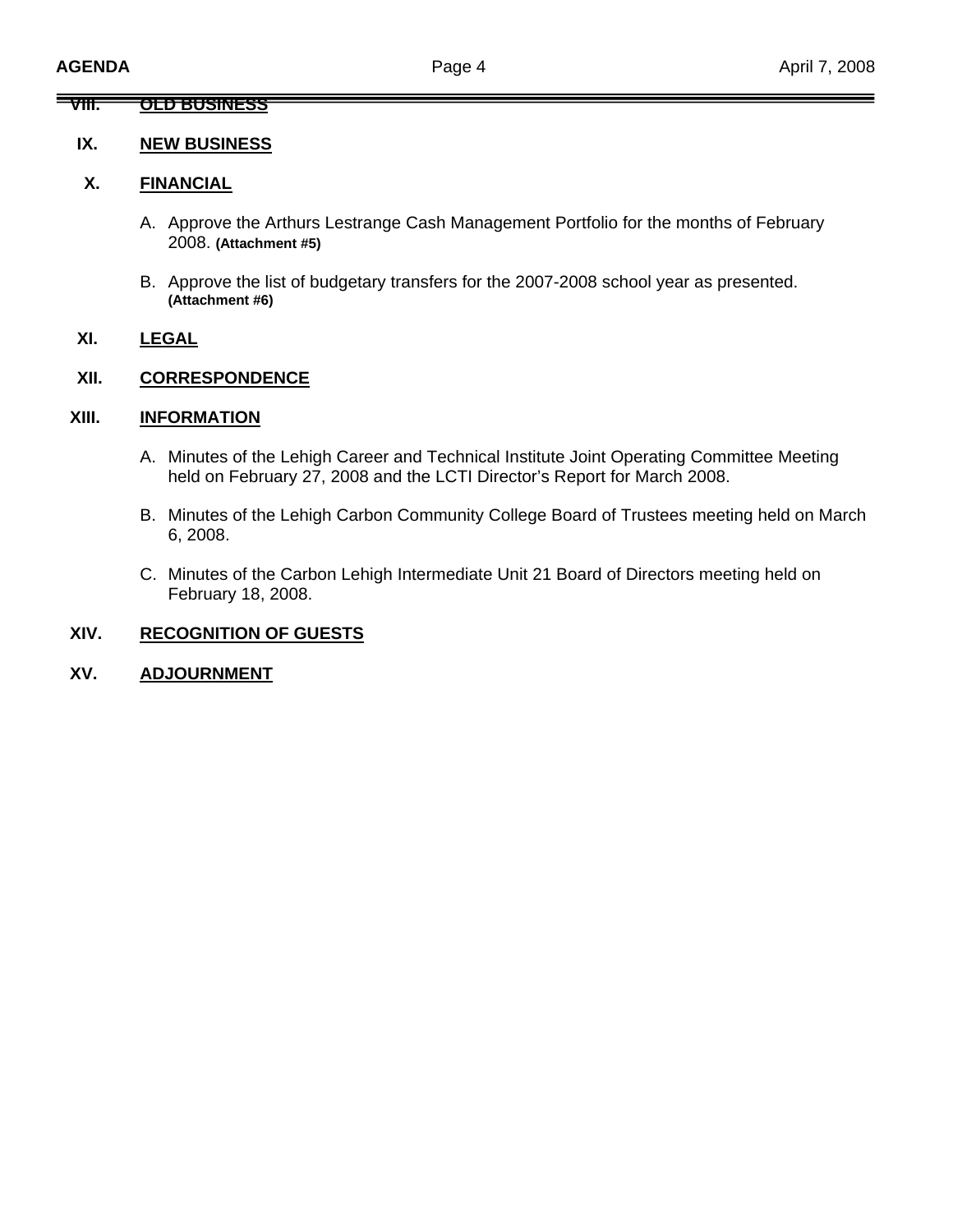**VIII. OLD BUSINESS**

**IX. NEW BUSINESS**

**X. FINANCIAL**

A. Approve the Arthurs Lestrange Cash Management Portfolio for the months of February 2008. **(Attachment #5)**

B. Approve the list of budgetary transfers for the 2007-2008 school year as presented. **(Attachment #6)**

**XI. LEGAL**

**XII. CORRESPONDENCE**

**XIII. INFORMATION**

A. Minutes of the Lehigh Career and Technical Institute Joint Operating Committee Meeting held on February 27, 2008 and the LCTI Director's Report for March 2008.

B. Minutes of the Lehigh Carbon Community College Board of Trustees meeting held on March 6, 2008.

C. Minutes of the Carbon Lehigh Intermediate Unit 21 Board of Directors meeting held on February 18, 2008.

**XIV. RECOGNITION OF GUESTS**

**XV. ADJOURNMENT**